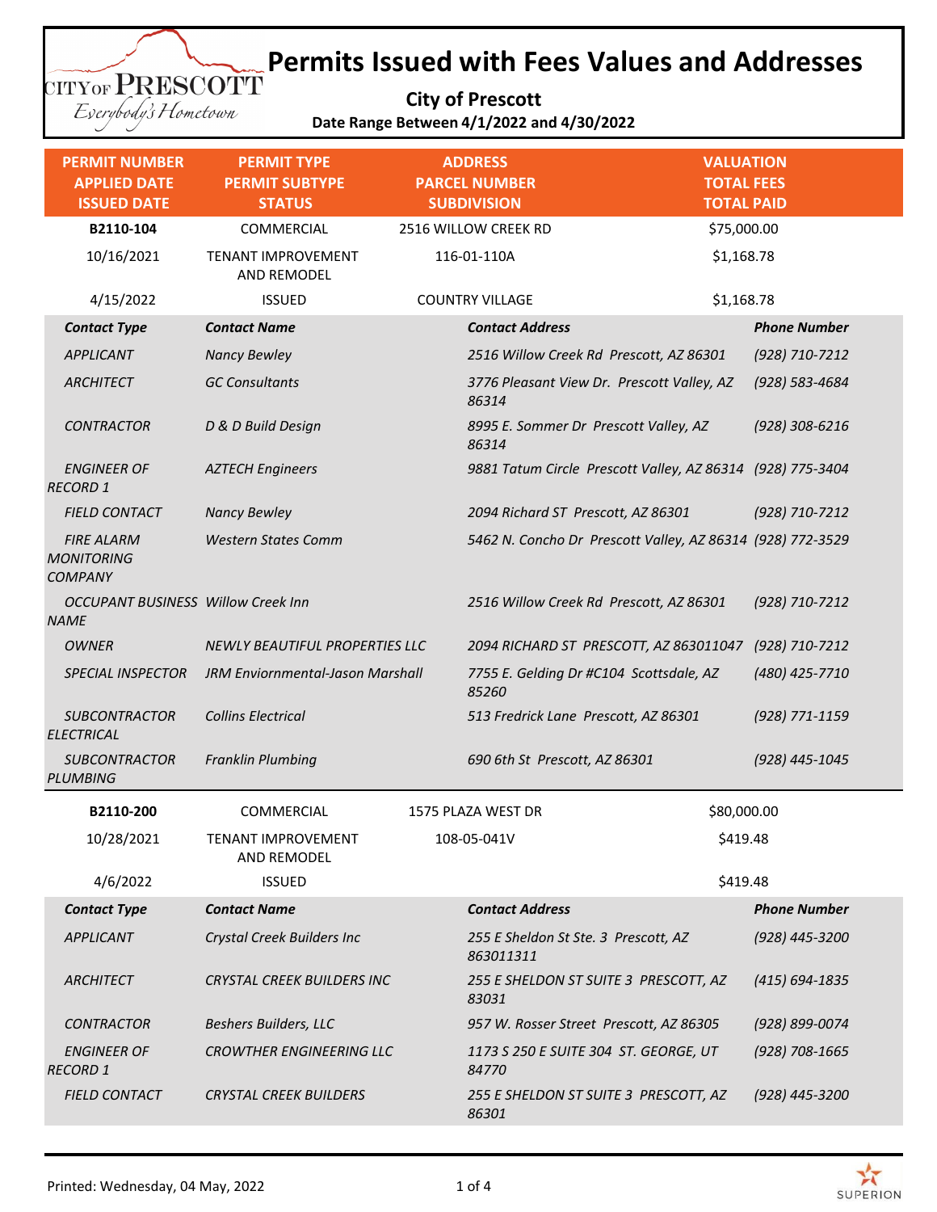# Permits Issued with Fees Values and Addresses

**City of Prescott**

**Date Range Between 4/1/2022 and 4/30/2022**

| PERMIT NUMBER / APPLIED DATE / ISSUED DATE | PERMIT TYPE / PERMIT SUBTYPE / STATUS | ADDRESS / PARCEL NUMBER / SUBDIVISION | VALUATION / TOTAL FEES / TOTAL PAID |
|---|---|---|---|
| **B2110-104** | COMMERCIAL | 2516 WILLOW CREEK RD | $75,000.00 |
| 10/16/2021 | TENANT IMPROVEMENT AND REMODEL | 116-01-110A | $1,168.78 |
| 4/15/2022 | ISSUED | COUNTRY VILLAGE | $1,168.78 |

| *Contact Type* | *Contact Name* | *Contact Address* | *Phone Number* |
|---|---|---|---|
| *APPLICANT* | *Nancy Bewley* | *2516 Willow Creek Rd Prescott, AZ 86301* | *(928) 710-7212* |
| *ARCHITECT* | *GC Consultants* | *3776 Pleasant View Dr. Prescott Valley, AZ 86314* | *(928) 583-4684* |
| *CONTRACTOR* | *D & D Build Design* | *8995 E. Sommer Dr Prescott Valley, AZ 86314* | *(928) 308-6216* |
| *ENGINEER OF RECORD 1* | *AZTECH Engineers* | *9881 Tatum Circle Prescott Valley, AZ 86314* | *(928) 775-3404* |
| *FIELD CONTACT* | *Nancy Bewley* | *2094 Richard ST Prescott, AZ 86301* | *(928) 710-7212* |
| *FIRE ALARM MONITORING COMPANY* | *Western States Comm* | *5462 N. Concho Dr Prescott Valley, AZ 86314* | *(928) 772-3529* |
| *OCCUPANT BUSINESS NAME* | *Willow Creek Inn* | *2516 Willow Creek Rd Prescott, AZ 86301* | *(928) 710-7212* |
| *OWNER* | *NEWLY BEAUTIFUL PROPERTIES LLC* | *2094 RICHARD ST PRESCOTT, AZ 863011047* | *(928) 710-7212* |
| *SPECIAL INSPECTOR* | *JRM Enviornmental-Jason Marshall* | *7755 E. Gelding Dr #C104 Scottsdale, AZ 85260* | *(480) 425-7710* |
| *SUBCONTRACTOR ELECTRICAL* | *Collins Electrical* | *513 Fredrick Lane Prescott, AZ 86301* | *(928) 771-1159* |
| *SUBCONTRACTOR PLUMBING* | *Franklin Plumbing* | *690 6th St Prescott, AZ 86301* | *(928) 445-1045* |

| PERMIT NUMBER / APPLIED DATE / ISSUED DATE | PERMIT TYPE / PERMIT SUBTYPE / STATUS | ADDRESS / PARCEL NUMBER / SUBDIVISION | VALUATION / TOTAL FEES / TOTAL PAID |
|---|---|---|---|
| **B2110-200** | COMMERCIAL | 1575 PLAZA WEST DR | $80,000.00 |
| 10/28/2021 | TENANT IMPROVEMENT AND REMODEL | 108-05-041V | $419.48 |
| 4/6/2022 | ISSUED | | $419.48 |

| *Contact Type* | *Contact Name* | *Contact Address* | *Phone Number* |
|---|---|---|---|
| *APPLICANT* | *Crystal Creek Builders Inc* | *255 E Sheldon St Ste. 3 Prescott, AZ 863011311* | *(928) 445-3200* |
| *ARCHITECT* | *CRYSTAL CREEK BUILDERS INC* | *255 E SHELDON ST SUITE 3 PRESCOTT, AZ 83031* | *(415) 694-1835* |
| *CONTRACTOR* | *Beshers Builders, LLC* | *957 W. Rosser Street Prescott, AZ 86305* | *(928) 899-0074* |
| *ENGINEER OF RECORD 1* | *CROWTHER ENGINEERING LLC* | *1173 S 250 E SUITE 304 ST. GEORGE, UT 84770* | *(928) 708-1665* |
| *FIELD CONTACT* | *CRYSTAL CREEK BUILDERS* | *255 E SHELDON ST SUITE 3 PRESCOTT, AZ 86301* | *(928) 445-3200* |

Printed: Wednesday, 04 May, 2022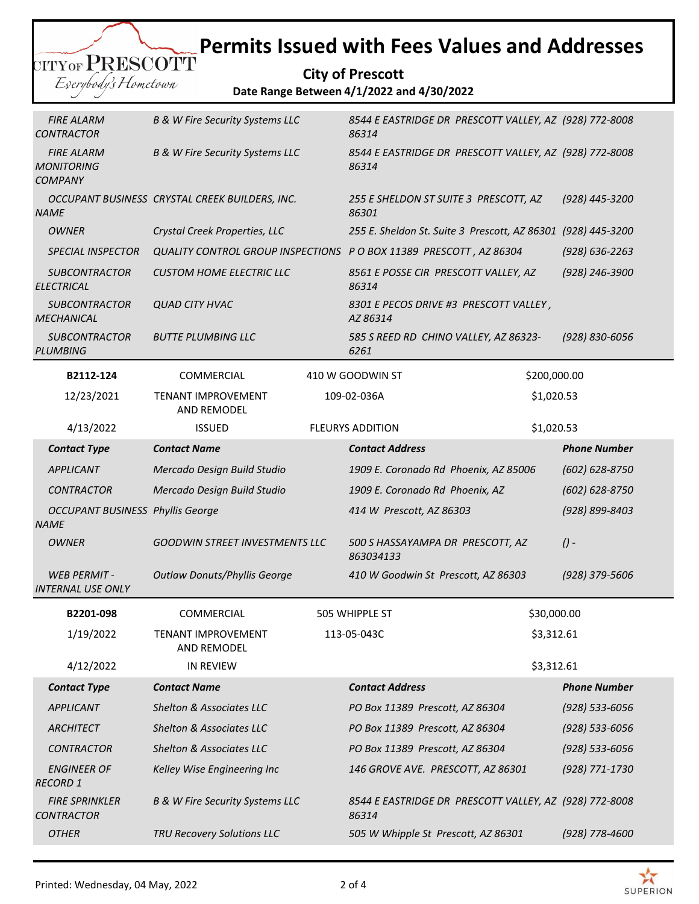# Permits Issued with Fees Values and Addresses

**City of Prescott**

**Date Range Between 4/1/2022 and 4/30/2022**

| Contact Type | Contact Name | Contact Address | Phone Number |
|---|---|---|---|
| *FIRE ALARM CONTRACTOR* | *B & W Fire Security Systems LLC* | *8544 E EASTRIDGE DR PRESCOTT VALLEY, AZ 86314* | *(928) 772-8008* |
| *FIRE ALARM MONITORING COMPANY* | *B & W Fire Security Systems LLC* | *8544 E EASTRIDGE DR PRESCOTT VALLEY, AZ 86314* | *(928) 772-8008* |
| *OCCUPANT BUSINESS NAME* | *CRYSTAL CREEK BUILDERS, INC.* | *255 E SHELDON ST SUITE 3 PRESCOTT, AZ 86301* | *(928) 445-3200* |
| *OWNER* | *Crystal Creek Properties, LLC* | *255 E. Sheldon St. Suite 3 Prescott, AZ 86301* | *(928) 445-3200* |
| *SPECIAL INSPECTOR* | *QUALITY CONTROL GROUP INSPECTIONS* | *P O BOX 11389 PRESCOTT , AZ 86304* | *(928) 636-2263* |
| *SUBCONTRACTOR ELECTRICAL* | *CUSTOM HOME ELECTRIC LLC* | *8561 E POSSE CIR PRESCOTT VALLEY, AZ 86314* | *(928) 246-3900* |
| *SUBCONTRACTOR MECHANICAL* | *QUAD CITY HVAC* | *8301 E PECOS DRIVE #3 PRESCOTT VALLEY , AZ 86314* | |
| *SUBCONTRACTOR PLUMBING* | *BUTTE PLUMBING LLC* | *585 S REED RD CHINO VALLEY, AZ 86323-6261* | *(928) 830-6056* |

| **B2112-124** | COMMERCIAL | 410 W GOODWIN ST | $200,000.00 |
|---|---|---|---|
| 12/23/2021 | TENANT IMPROVEMENT AND REMODEL | 109-02-036A | $1,020.53 |
| 4/13/2022 | ISSUED | FLEURYS ADDITION | $1,020.53 |

| ***Contact Type*** | ***Contact Name*** | ***Contact Address*** | ***Phone Number*** |
|---|---|---|---|
| *APPLICANT* | *Mercado Design Build Studio* | *1909 E. Coronado Rd Phoenix, AZ 85006* | *(602) 628-8750* |
| *CONTRACTOR* | *Mercado Design Build Studio* | *1909 E. Coronado Rd Phoenix, AZ* | *(602) 628-8750* |
| *OCCUPANT BUSINESS NAME* | *Phyllis George* | *414 W Prescott, AZ 86303* | *(928) 899-8403* |
| *OWNER* | *GOODWIN STREET INVESTMENTS LLC* | *500 S HASSAYAMPA DR PRESCOTT, AZ 863034133* | *() -* |
| *WEB PERMIT - INTERNAL USE ONLY* | *Outlaw Donuts/Phyllis George* | *410 W Goodwin St Prescott, AZ 86303* | *(928) 379-5606* |

| **B2201-098** | COMMERCIAL | 505 WHIPPLE ST | $30,000.00 |
|---|---|---|---|
| 1/19/2022 | TENANT IMPROVEMENT AND REMODEL | 113-05-043C | $3,312.61 |
| 4/12/2022 | IN REVIEW | | $3,312.61 |

| ***Contact Type*** | ***Contact Name*** | ***Contact Address*** | ***Phone Number*** |
|---|---|---|---|
| *APPLICANT* | *Shelton & Associates LLC* | *PO Box 11389 Prescott, AZ 86304* | *(928) 533-6056* |
| *ARCHITECT* | *Shelton & Associates LLC* | *PO Box 11389 Prescott, AZ 86304* | *(928) 533-6056* |
| *CONTRACTOR* | *Shelton & Associates LLC* | *PO Box 11389 Prescott, AZ 86304* | *(928) 533-6056* |
| *ENGINEER OF RECORD 1* | *Kelley Wise Engineering Inc* | *146 GROVE AVE. PRESCOTT, AZ 86301* | *(928) 771-1730* |
| *FIRE SPRINKLER CONTRACTOR* | *B & W Fire Security Systems LLC* | *8544 E EASTRIDGE DR PRESCOTT VALLEY, AZ 86314* | *(928) 772-8008* |
| *OTHER* | *TRU Recovery Solutions LLC* | *505 W Whipple St Prescott, AZ 86301* | *(928) 778-4600* |

Printed: Wednesday, 04 May, 2022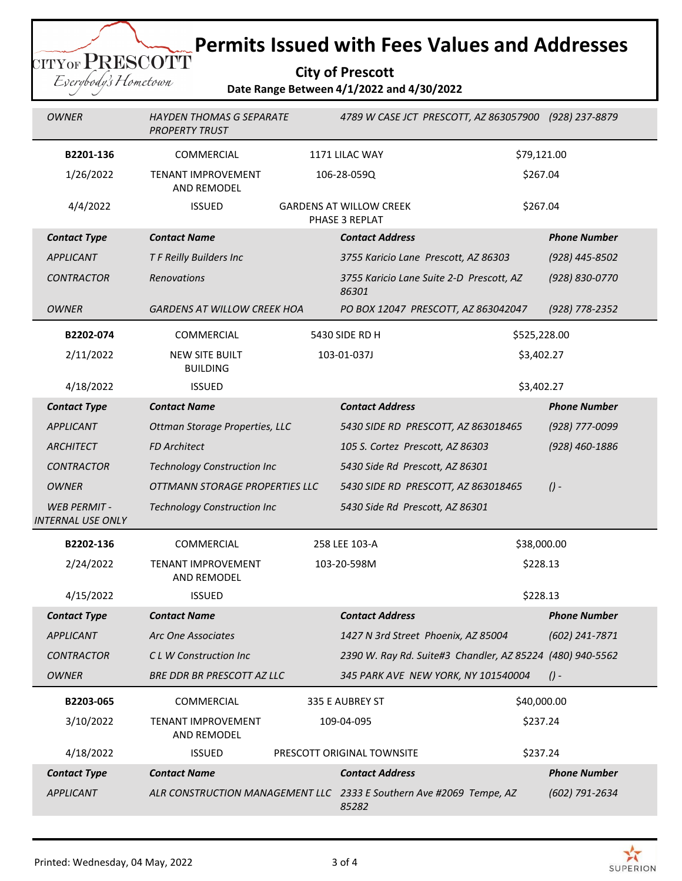# Permits Issued with Fees Values and Addresses

**City of Prescott**

**Date Range Between 4/1/2022 and 4/30/2022**

| | | | |
|---|---|---|---|
| *OWNER* | *HAYDEN THOMAS G SEPARATE PROPERTY TRUST* | *4789 W CASE JCT PRESCOTT, AZ 863057900* | *(928) 237-8879* |

| | | | |
|---|---|---|---|
| **B2201-136** | COMMERCIAL | 1171 LILAC WAY | $79,121.00 |
| 1/26/2022 | TENANT IMPROVEMENT AND REMODEL | 106-28-059Q | $267.04 |
| 4/4/2022 | ISSUED | GARDENS AT WILLOW CREEK PHASE 3 REPLAT | $267.04 |

| Contact Type | Contact Name | Contact Address | Phone Number |
|---|---|---|---|
| *APPLICANT* | *T F Reilly Builders Inc* | *3755 Karicio Lane Prescott, AZ 86303* | *(928) 445-8502* |
| *CONTRACTOR* | *Renovations* | *3755 Karicio Lane Suite 2-D Prescott, AZ 86301* | *(928) 830-0770* |
| *OWNER* | *GARDENS AT WILLOW CREEK HOA* | *PO BOX 12047 PRESCOTT, AZ 863042047* | *(928) 778-2352* |

| | | | |
|---|---|---|---|
| **B2202-074** | COMMERCIAL | 5430 SIDE RD H | $525,228.00 |
| 2/11/2022 | NEW SITE BUILT BUILDING | 103-01-037J | $3,402.27 |
| 4/18/2022 | ISSUED | | $3,402.27 |

| Contact Type | Contact Name | Contact Address | Phone Number |
|---|---|---|---|
| *APPLICANT* | *Ottman Storage Properties, LLC* | *5430 SIDE RD PRESCOTT, AZ 863018465* | *(928) 777-0099* |
| *ARCHITECT* | *FD Architect* | *105 S. Cortez Prescott, AZ 86303* | *(928) 460-1886* |
| *CONTRACTOR* | *Technology Construction Inc* | *5430 Side Rd Prescott, AZ 86301* | |
| *OWNER* | *OTTMANN STORAGE PROPERTIES LLC* | *5430 SIDE RD PRESCOTT, AZ 863018465* | *() -* |
| *WEB PERMIT - INTERNAL USE ONLY* | *Technology Construction Inc* | *5430 Side Rd Prescott, AZ 86301* | |

| | | | |
|---|---|---|---|
| **B2202-136** | COMMERCIAL | 258 LEE 103-A | $38,000.00 |
| 2/24/2022 | TENANT IMPROVEMENT AND REMODEL | 103-20-598M | $228.13 |
| 4/15/2022 | ISSUED | | $228.13 |

| Contact Type | Contact Name | Contact Address | Phone Number |
|---|---|---|---|
| *APPLICANT* | *Arc One Associates* | *1427 N 3rd Street Phoenix, AZ 85004* | *(602) 241-7871* |
| *CONTRACTOR* | *C L W Construction Inc* | *2390 W. Ray Rd. Suite#3 Chandler, AZ 85224* | *(480) 940-5562* |
| *OWNER* | *BRE DDR BR PRESCOTT AZ LLC* | *345 PARK AVE NEW YORK, NY 101540004* | *() -* |

| | | | |
|---|---|---|---|
| **B2203-065** | COMMERCIAL | 335 E AUBREY ST | $40,000.00 |
| 3/10/2022 | TENANT IMPROVEMENT AND REMODEL | 109-04-095 | $237.24 |
| 4/18/2022 | ISSUED | PRESCOTT ORIGINAL TOWNSITE | $237.24 |

| Contact Type | Contact Name | Contact Address | Phone Number |
|---|---|---|---|
| *APPLICANT* | *ALR CONSTRUCTION MANAGEMENT LLC* | *2333 E Southern Ave #2069 Tempe, AZ 85282* | *(602) 791-2634* |

Printed: Wednesday, 04 May, 2022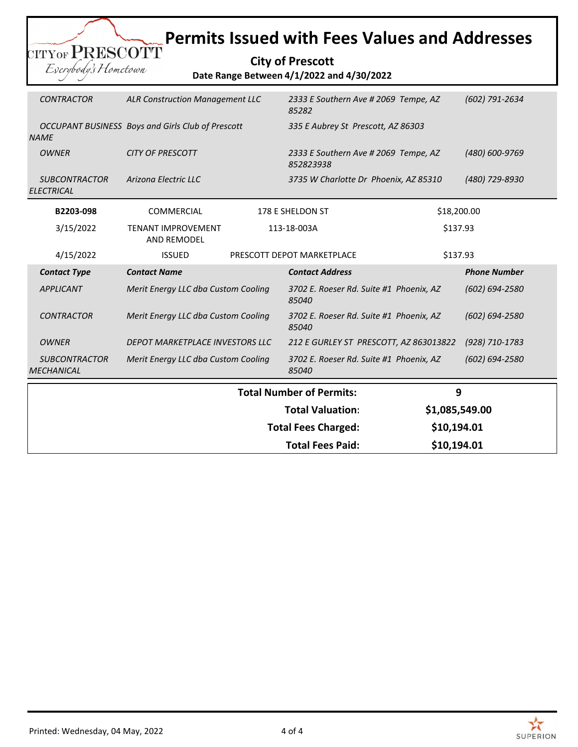# Permits Issued with Fees Values and Addresses

**City of Prescott**

**Date Range Between 4/1/2022 and 4/30/2022**

| | | | |
|---|---|---|---|
| *CONTRACTOR* | *ALR Construction Management LLC* | *2333 E Southern Ave # 2069 Tempe, AZ 85282* | *(602) 791-2634* |
| *OCCUPANT BUSINESS NAME* | *Boys and Girls Club of Prescott* | *335 E Aubrey St Prescott, AZ 86303* | |
| *OWNER* | *CITY OF PRESCOTT* | *2333 E Southern Ave # 2069 Tempe, AZ 852823938* | *(480) 600-9769* |
| *SUBCONTRACTOR ELECTRICAL* | *Arizona Electric LLC* | *3735 W Charlotte Dr Phoenix, AZ 85310* | *(480) 729-8930* |

| | | | |
|---|---|---|---|
| **B2203-098** | COMMERCIAL | 178 E SHELDON ST | $18,200.00 |
| 3/15/2022 | TENANT IMPROVEMENT AND REMODEL | 113-18-003A | $137.93 |
| 4/15/2022 | ISSUED | PRESCOTT DEPOT MARKETPLACE | $137.93 |

| ***Contact Type*** | ***Contact Name*** | ***Contact Address*** | ***Phone Number*** |
|---|---|---|---|
| *APPLICANT* | *Merit Energy LLC dba Custom Cooling* | *3702 E. Roeser Rd. Suite #1 Phoenix, AZ 85040* | *(602) 694-2580* |
| *CONTRACTOR* | *Merit Energy LLC dba Custom Cooling* | *3702 E. Roeser Rd. Suite #1 Phoenix, AZ 85040* | *(602) 694-2580* |
| *OWNER* | *DEPOT MARKETPLACE INVESTORS LLC* | *212 E GURLEY ST PRESCOTT, AZ 863013822* | *(928) 710-1783* |
| *SUBCONTRACTOR MECHANICAL* | *Merit Energy LLC dba Custom Cooling* | *3702 E. Roeser Rd. Suite #1 Phoenix, AZ 85040* | *(602) 694-2580* |

| | |
|---|---|
| **Total Number of Permits:** | **9** |
| **Total Valuation:** | **$1,085,549.00** |
| **Total Fees Charged:** | **$10,194.01** |
| **Total Fees Paid:** | **$10,194.01** |

Printed: Wednesday, 04 May, 2022